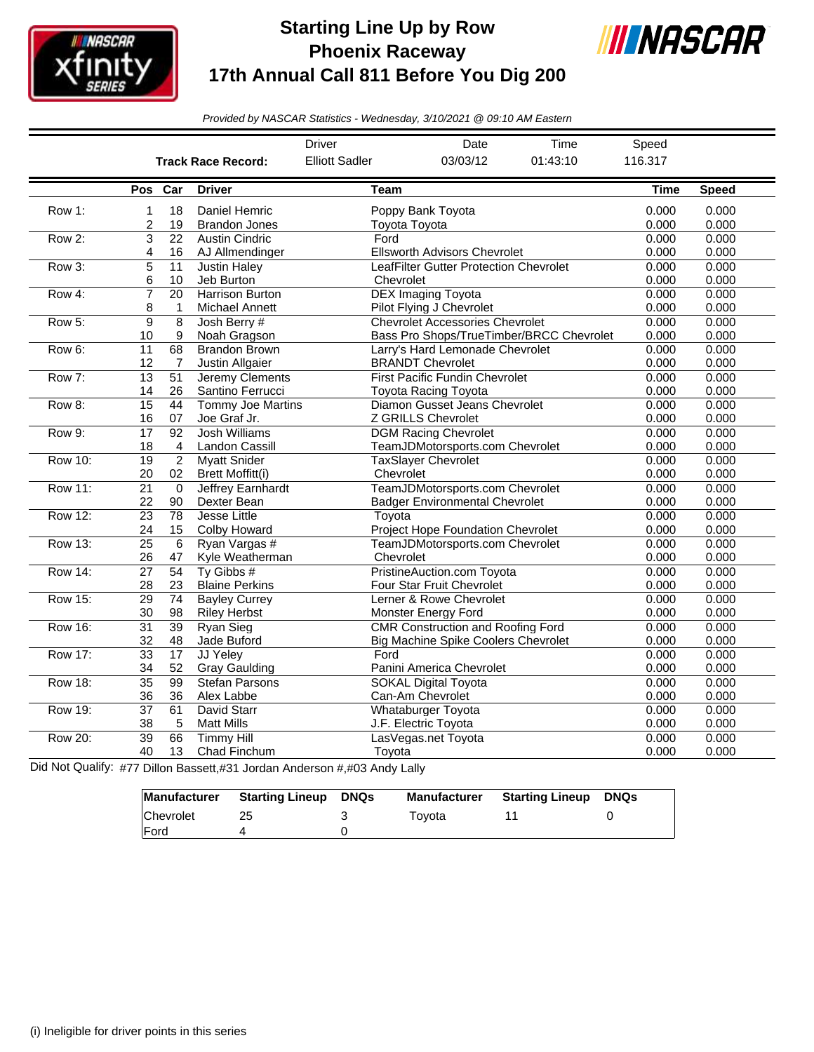# Starting Line Up by Row
## Phoenix Raceway
## 17th Annual Call 811 Before You Dig 200

*Provided by NASCAR Statistics - Wednesday, 3/10/2021 @ 09:10 AM Eastern*

| | Driver | Date | Time | Speed |
|---|---|---|---|---|
| **Track Race Record:** | Elliott Sadler | 03/03/12 | 01:43:10 | 116.317 |

| | Pos | Car | Driver | Team | Time | Speed |
|---|---|---|---|---|---|---|
| Row 1: | 1 | 18 | Daniel Hemric | Poppy Bank Toyota | 0.000 | 0.000 |
| | 2 | 19 | Brandon Jones | Toyota Toyota | 0.000 | 0.000 |
| Row 2: | 3 | 22 | Austin Cindric | Ford | 0.000 | 0.000 |
| | 4 | 16 | AJ Allmendinger | Ellsworth Advisors Chevrolet | 0.000 | 0.000 |
| Row 3: | 5 | 11 | Justin Haley | LeafFilter Gutter Protection Chevrolet | 0.000 | 0.000 |
| | 6 | 10 | Jeb Burton | Chevrolet | 0.000 | 0.000 |
| Row 4: | 7 | 20 | Harrison Burton | DEX Imaging Toyota | 0.000 | 0.000 |
| | 8 | 1 | Michael Annett | Pilot Flying J Chevrolet | 0.000 | 0.000 |
| Row 5: | 9 | 8 | Josh Berry # | Chevrolet Accessories Chevrolet | 0.000 | 0.000 |
| | 10 | 9 | Noah Gragson | Bass Pro Shops/TrueTimber/BRCC Chevrolet | 0.000 | 0.000 |
| Row 6: | 11 | 68 | Brandon Brown | Larry's Hard Lemonade Chevrolet | 0.000 | 0.000 |
| | 12 | 7 | Justin Allgaier | BRANDT Chevrolet | 0.000 | 0.000 |
| Row 7: | 13 | 51 | Jeremy Clements | First Pacific Fundin Chevrolet | 0.000 | 0.000 |
| | 14 | 26 | Santino Ferrucci | Toyota Racing Toyota | 0.000 | 0.000 |
| Row 8: | 15 | 44 | Tommy Joe Martins | Diamon Gusset Jeans Chevrolet | 0.000 | 0.000 |
| | 16 | 07 | Joe Graf Jr. | Z GRILLS Chevrolet | 0.000 | 0.000 |
| Row 9: | 17 | 92 | Josh Williams | DGM Racing Chevrolet | 0.000 | 0.000 |
| | 18 | 4 | Landon Cassill | TeamJDMotorsports.com Chevrolet | 0.000 | 0.000 |
| Row 10: | 19 | 2 | Myatt Snider | TaxSlayer Chevrolet | 0.000 | 0.000 |
| | 20 | 02 | Brett Moffitt(i) | Chevrolet | 0.000 | 0.000 |
| Row 11: | 21 | 0 | Jeffrey Earnhardt | TeamJDMotorsports.com Chevrolet | 0.000 | 0.000 |
| | 22 | 90 | Dexter Bean | Badger Environmental Chevrolet | 0.000 | 0.000 |
| Row 12: | 23 | 78 | Jesse Little | Toyota | 0.000 | 0.000 |
| | 24 | 15 | Colby Howard | Project Hope Foundation Chevrolet | 0.000 | 0.000 |
| Row 13: | 25 | 6 | Ryan Vargas # | TeamJDMotorsports.com Chevrolet | 0.000 | 0.000 |
| | 26 | 47 | Kyle Weatherman | Chevrolet | 0.000 | 0.000 |
| Row 14: | 27 | 54 | Ty Gibbs # | PristineAuction.com Toyota | 0.000 | 0.000 |
| | 28 | 23 | Blaine Perkins | Four Star Fruit Chevrolet | 0.000 | 0.000 |
| Row 15: | 29 | 74 | Bayley Currey | Lerner & Rowe Chevrolet | 0.000 | 0.000 |
| | 30 | 98 | Riley Herbst | Monster Energy Ford | 0.000 | 0.000 |
| Row 16: | 31 | 39 | Ryan Sieg | CMR Construction and Roofing Ford | 0.000 | 0.000 |
| | 32 | 48 | Jade Buford | Big Machine Spike Coolers Chevrolet | 0.000 | 0.000 |
| Row 17: | 33 | 17 | JJ Yeley | Ford | 0.000 | 0.000 |
| | 34 | 52 | Gray Gaulding | Panini America Chevrolet | 0.000 | 0.000 |
| Row 18: | 35 | 99 | Stefan Parsons | SOKAL Digital Toyota | 0.000 | 0.000 |
| | 36 | 36 | Alex Labbe | Can-Am Chevrolet | 0.000 | 0.000 |
| Row 19: | 37 | 61 | David Starr | Whataburger Toyota | 0.000 | 0.000 |
| | 38 | 5 | Matt Mills | J.F. Electric Toyota | 0.000 | 0.000 |
| Row 20: | 39 | 66 | Timmy Hill | LasVegas.net Toyota | 0.000 | 0.000 |
| | 40 | 13 | Chad Finchum | Toyota | 0.000 | 0.000 |

Did Not Qualify: #77 Dillon Bassett,#31 Jordan Anderson #,#03 Andy Lally

| Manufacturer | Starting Lineup | DNQs | Manufacturer | Starting Lineup | DNQs |
|---|---|---|---|---|---|
| Chevrolet | 25 | 3 | Toyota | 11 | 0 |
| Ford | 4 | 0 | | | |

(i) Ineligible for driver points in this series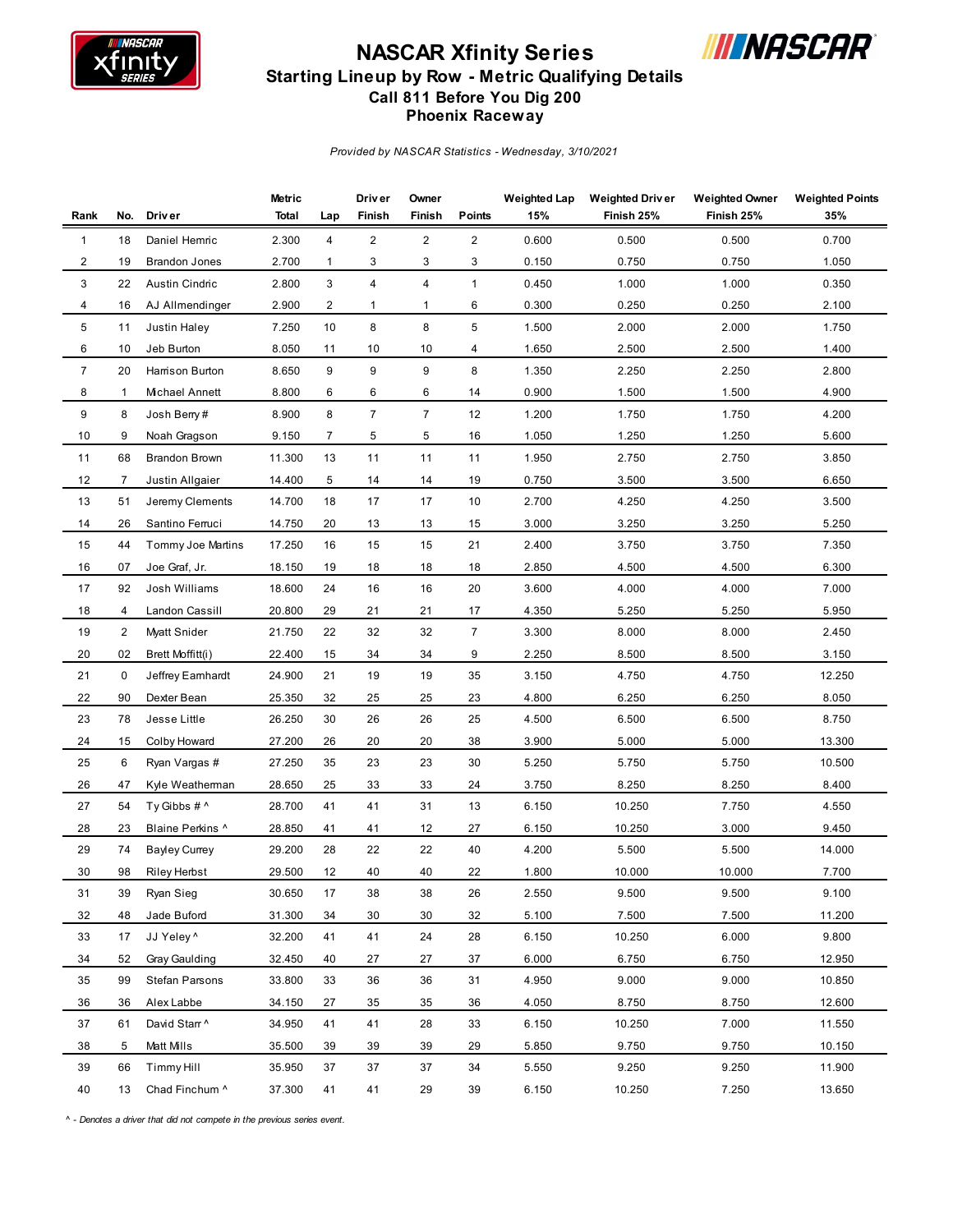# NASCAR Xfinity Series

## Starting Lineup by Row - Metric Qualifying Details

### Call 811 Before You Dig 200

### Phoenix Raceway

*Provided by NASCAR Statistics - Wednesday, 3/10/2021*

| Rank | No. | Driver | Metric Total | Lap | Driver Finish | Owner Finish | Points | Weighted Lap 15% | Weighted Driver Finish 25% | Weighted Owner Finish 25% | Weighted Points 35% |
|---|---|---|---|---|---|---|---|---|---|---|---|
| 1 | 18 | Daniel Hemric | 2.300 | 4 | 2 | 2 | 2 | 0.600 | 0.500 | 0.500 | 0.700 |
| 2 | 19 | Brandon Jones | 2.700 | 1 | 3 | 3 | 3 | 0.150 | 0.750 | 0.750 | 1.050 |
| 3 | 22 | Austin Cindric | 2.800 | 3 | 4 | 4 | 1 | 0.450 | 1.000 | 1.000 | 0.350 |
| 4 | 16 | AJ Allmendinger | 2.900 | 2 | 1 | 1 | 6 | 0.300 | 0.250 | 0.250 | 2.100 |
| 5 | 11 | Justin Haley | 7.250 | 10 | 8 | 8 | 5 | 1.500 | 2.000 | 2.000 | 1.750 |
| 6 | 10 | Jeb Burton | 8.050 | 11 | 10 | 10 | 4 | 1.650 | 2.500 | 2.500 | 1.400 |
| 7 | 20 | Harrison Burton | 8.650 | 9 | 9 | 9 | 8 | 1.350 | 2.250 | 2.250 | 2.800 |
| 8 | 1 | Michael Annett | 8.800 | 6 | 6 | 6 | 14 | 0.900 | 1.500 | 1.500 | 4.900 |
| 9 | 8 | Josh Berry # | 8.900 | 8 | 7 | 7 | 12 | 1.200 | 1.750 | 1.750 | 4.200 |
| 10 | 9 | Noah Gragson | 9.150 | 7 | 5 | 5 | 16 | 1.050 | 1.250 | 1.250 | 5.600 |
| 11 | 68 | Brandon Brown | 11.300 | 13 | 11 | 11 | 11 | 1.950 | 2.750 | 2.750 | 3.850 |
| 12 | 7 | Justin Allgaier | 14.400 | 5 | 14 | 14 | 19 | 0.750 | 3.500 | 3.500 | 6.650 |
| 13 | 51 | Jeremy Clements | 14.700 | 18 | 17 | 17 | 10 | 2.700 | 4.250 | 4.250 | 3.500 |
| 14 | 26 | Santino Ferruci | 14.750 | 20 | 13 | 13 | 15 | 3.000 | 3.250 | 3.250 | 5.250 |
| 15 | 44 | Tommy Joe Martins | 17.250 | 16 | 15 | 15 | 21 | 2.400 | 3.750 | 3.750 | 7.350 |
| 16 | 07 | Joe Graf, Jr. | 18.150 | 19 | 18 | 18 | 18 | 2.850 | 4.500 | 4.500 | 6.300 |
| 17 | 92 | Josh Williams | 18.600 | 24 | 16 | 16 | 20 | 3.600 | 4.000 | 4.000 | 7.000 |
| 18 | 4 | Landon Cassill | 20.800 | 29 | 21 | 21 | 17 | 4.350 | 5.250 | 5.250 | 5.950 |
| 19 | 2 | Myatt Snider | 21.750 | 22 | 32 | 32 | 7 | 3.300 | 8.000 | 8.000 | 2.450 |
| 20 | 02 | Brett Moffitt(i) | 22.400 | 15 | 34 | 34 | 9 | 2.250 | 8.500 | 8.500 | 3.150 |
| 21 | 0 | Jeffrey Earnhardt | 24.900 | 21 | 19 | 19 | 35 | 3.150 | 4.750 | 4.750 | 12.250 |
| 22 | 90 | Dexter Bean | 25.350 | 32 | 25 | 25 | 23 | 4.800 | 6.250 | 6.250 | 8.050 |
| 23 | 78 | Jesse Little | 26.250 | 30 | 26 | 26 | 25 | 4.500 | 6.500 | 6.500 | 8.750 |
| 24 | 15 | Colby Howard | 27.200 | 26 | 20 | 20 | 38 | 3.900 | 5.000 | 5.000 | 13.300 |
| 25 | 6 | Ryan Vargas # | 27.250 | 35 | 23 | 23 | 30 | 5.250 | 5.750 | 5.750 | 10.500 |
| 26 | 47 | Kyle Weatherman | 28.650 | 25 | 33 | 33 | 24 | 3.750 | 8.250 | 8.250 | 8.400 |
| 27 | 54 | Ty Gibbs # ^ | 28.700 | 41 | 41 | 31 | 13 | 6.150 | 10.250 | 7.750 | 4.550 |
| 28 | 23 | Blaine Perkins ^ | 28.850 | 41 | 41 | 12 | 27 | 6.150 | 10.250 | 3.000 | 9.450 |
| 29 | 74 | Bayley Currey | 29.200 | 28 | 22 | 22 | 40 | 4.200 | 5.500 | 5.500 | 14.000 |
| 30 | 98 | Riley Herbst | 29.500 | 12 | 40 | 40 | 22 | 1.800 | 10.000 | 10.000 | 7.700 |
| 31 | 39 | Ryan Sieg | 30.650 | 17 | 38 | 38 | 26 | 2.550 | 9.500 | 9.500 | 9.100 |
| 32 | 48 | Jade Buford | 31.300 | 34 | 30 | 30 | 32 | 5.100 | 7.500 | 7.500 | 11.200 |
| 33 | 17 | JJ Yeley ^ | 32.200 | 41 | 41 | 24 | 28 | 6.150 | 10.250 | 6.000 | 9.800 |
| 34 | 52 | Gray Gaulding | 32.450 | 40 | 27 | 27 | 37 | 6.000 | 6.750 | 6.750 | 12.950 |
| 35 | 99 | Stefan Parsons | 33.800 | 33 | 36 | 36 | 31 | 4.950 | 9.000 | 9.000 | 10.850 |
| 36 | 36 | Alex Labbe | 34.150 | 27 | 35 | 35 | 36 | 4.050 | 8.750 | 8.750 | 12.600 |
| 37 | 61 | David Starr ^ | 34.950 | 41 | 41 | 28 | 33 | 6.150 | 10.250 | 7.000 | 11.550 |
| 38 | 5 | Matt Mills | 35.500 | 39 | 39 | 39 | 29 | 5.850 | 9.750 | 9.750 | 10.150 |
| 39 | 66 | Timmy Hill | 35.950 | 37 | 37 | 37 | 34 | 5.550 | 9.250 | 9.250 | 11.900 |
| 40 | 13 | Chad Finchum ^ | 37.300 | 41 | 41 | 29 | 39 | 6.150 | 10.250 | 7.250 | 13.650 |

*^ - Denotes a driver that did not compete in the previous series event.*